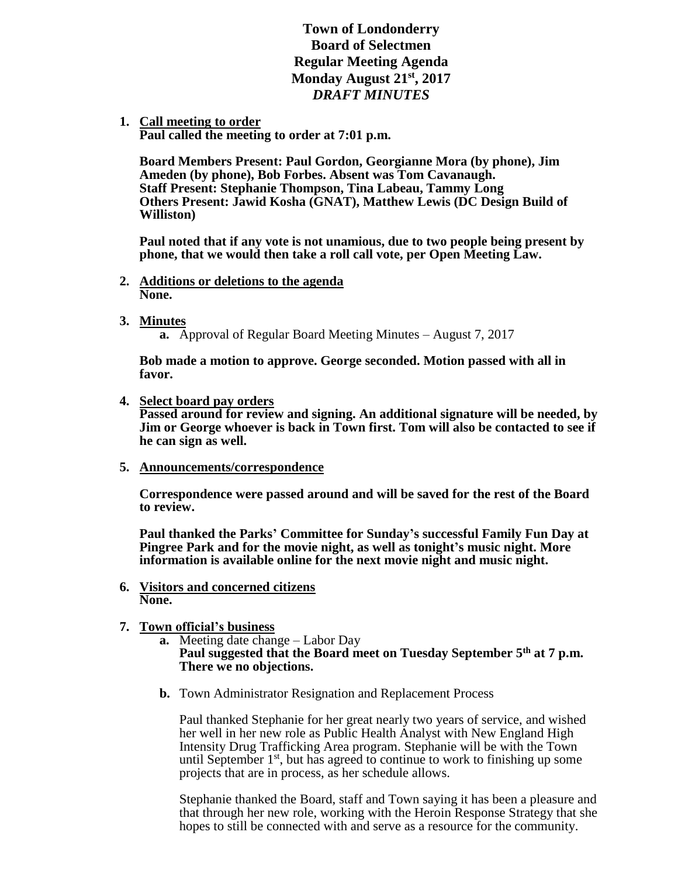# Town of Londonderry
## Board of Selectmen
## Regular Meeting Agenda
## Monday August 21st, 2017
## *DRAFT MINUTES*

1. **Call meeting to order**
   **Paul called the meeting to order at 7:01 p.m.**

   **Board Members Present: Paul Gordon, Georgianne Mora (by phone), Jim Ameden (by phone), Bob Forbes. Absent was Tom Cavanaugh.**
   **Staff Present: Stephanie Thompson, Tina Labeau, Tammy Long**
   **Others Present: Jawid Kosha (GNAT), Matthew Lewis (DC Design Build of Williston)**

   **Paul noted that if any vote is not unamious, due to two people being present by phone, that we would then take a roll call vote, per Open Meeting Law.**

2. **Additions or deletions to the agenda**
   **None.**

3. **Minutes**
   **a.** Approval of Regular Board Meeting Minutes – August 7, 2017

   **Bob made a motion to approve. George seconded. Motion passed with all in favor.**

4. **Select board pay orders**
   **Passed around for review and signing. An additional signature will be needed, by Jim or George whoever is back in Town first. Tom will also be contacted to see if he can sign as well.**

5. **Announcements/correspondence**

   **Correspondence were passed around and will be saved for the rest of the Board to review.**

   **Paul thanked the Parks' Committee for Sunday's successful Family Fun Day at Pingree Park and for the movie night, as well as tonight's music night. More information is available online for the next movie night and music night.**

6. **Visitors and concerned citizens**
   **None.**

7. **Town official's business**
   **a.** Meeting date change – Labor Day
   **Paul suggested that the Board meet on Tuesday September 5th at 7 p.m. There we no objections.**

   **b.** Town Administrator Resignation and Replacement Process

   Paul thanked Stephanie for her great nearly two years of service, and wished her well in her new role as Public Health Analyst with New England High Intensity Drug Trafficking Area program. Stephanie will be with the Town until September 1st, but has agreed to continue to work to finishing up some projects that are in process, as her schedule allows.

   Stephanie thanked the Board, staff and Town saying it has been a pleasure and that through her new role, working with the Heroin Response Strategy that she hopes to still be connected with and serve as a resource for the community.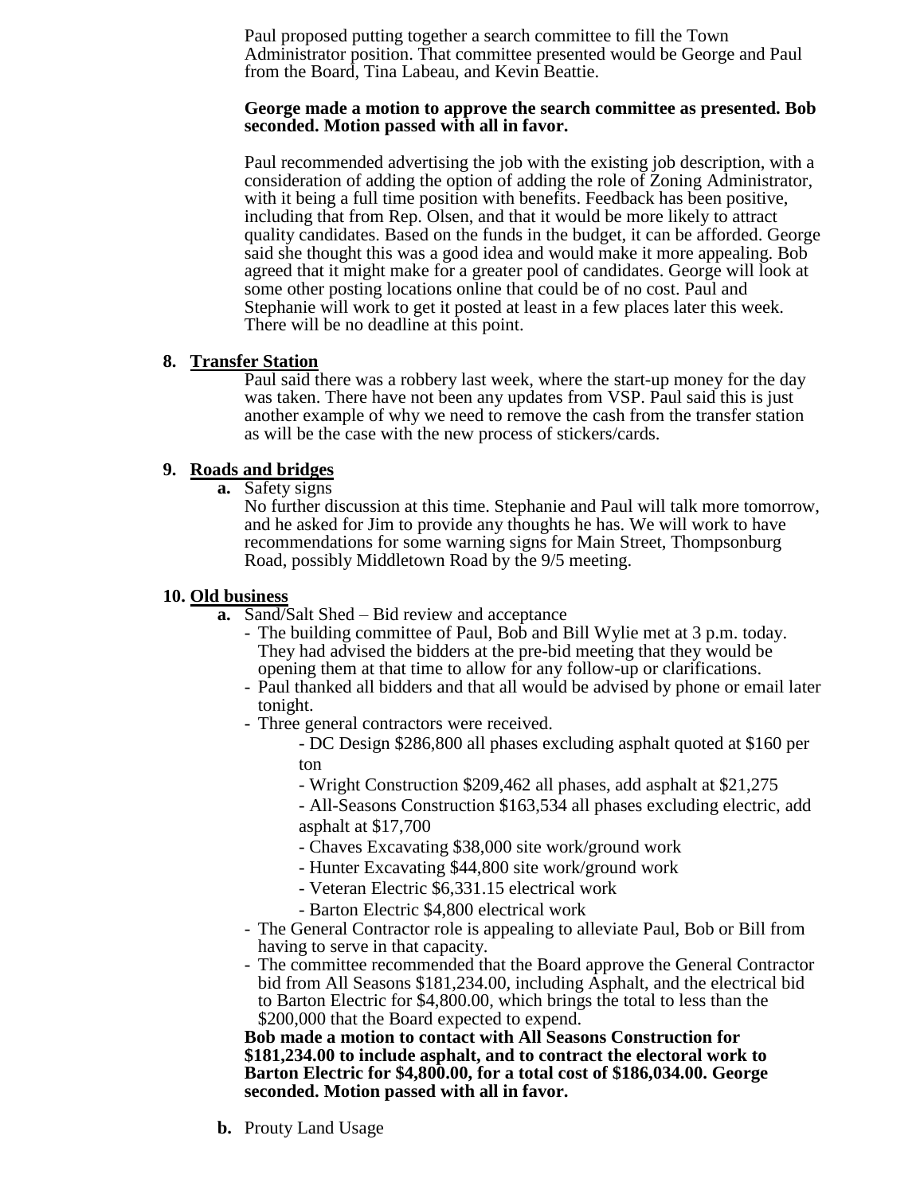Paul proposed putting together a search committee to fill the Town Administrator position. That committee presented would be George and Paul from the Board, Tina Labeau, and Kevin Beattie.

**George made a motion to approve the search committee as presented. Bob seconded. Motion passed with all in favor.**

Paul recommended advertising the job with the existing job description, with a consideration of adding the option of adding the role of Zoning Administrator, with it being a full time position with benefits. Feedback has been positive, including that from Rep. Olsen, and that it would be more likely to attract quality candidates. Based on the funds in the budget, it can be afforded. George said she thought this was a good idea and would make it more appealing. Bob agreed that it might make for a greater pool of candidates. George will look at some other posting locations online that could be of no cost. Paul and Stephanie will work to get it posted at least in a few places later this week. There will be no deadline at this point.

**8. Transfer Station**

Paul said there was a robbery last week, where the start-up money for the day was taken. There have not been any updates from VSP. Paul said this is just another example of why we need to remove the cash from the transfer station as will be the case with the new process of stickers/cards.

**9. Roads and bridges**

**a.** Safety signs

No further discussion at this time. Stephanie and Paul will talk more tomorrow, and he asked for Jim to provide any thoughts he has. We will work to have recommendations for some warning signs for Main Street, Thompsonburg Road, possibly Middletown Road by the 9/5 meeting.

**10. Old business**

**a.** Sand/Salt Shed – Bid review and acceptance

- The building committee of Paul, Bob and Bill Wylie met at 3 p.m. today. They had advised the bidders at the pre-bid meeting that they would be opening them at that time to allow for any follow-up or clarifications.
- Paul thanked all bidders and that all would be advised by phone or email later tonight.
- Three general contractors were received.
  - DC Design $286,800 all phases excluding asphalt quoted at $160 per ton
  - Wright Construction $209,462 all phases, add asphalt at $21,275
  - All-Seasons Construction $163,534 all phases excluding electric, add asphalt at $17,700
  - Chaves Excavating $38,000 site work/ground work
  - Hunter Excavating $44,800 site work/ground work
  - Veteran Electric $6,331.15 electrical work
  - Barton Electric $4,800 electrical work
- The General Contractor role is appealing to alleviate Paul, Bob or Bill from having to serve in that capacity.
- The committee recommended that the Board approve the General Contractor bid from All Seasons $181,234.00, including Asphalt, and the electrical bid to Barton Electric for $4,800.00, which brings the total to less than the $200,000 that the Board expected to expend.

**Bob made a motion to contact with All Seasons Construction for $181,234.00 to include asphalt, and to contract the electoral work to Barton Electric for $4,800.00, for a total cost of $186,034.00. George seconded. Motion passed with all in favor.**

**b.** Prouty Land Usage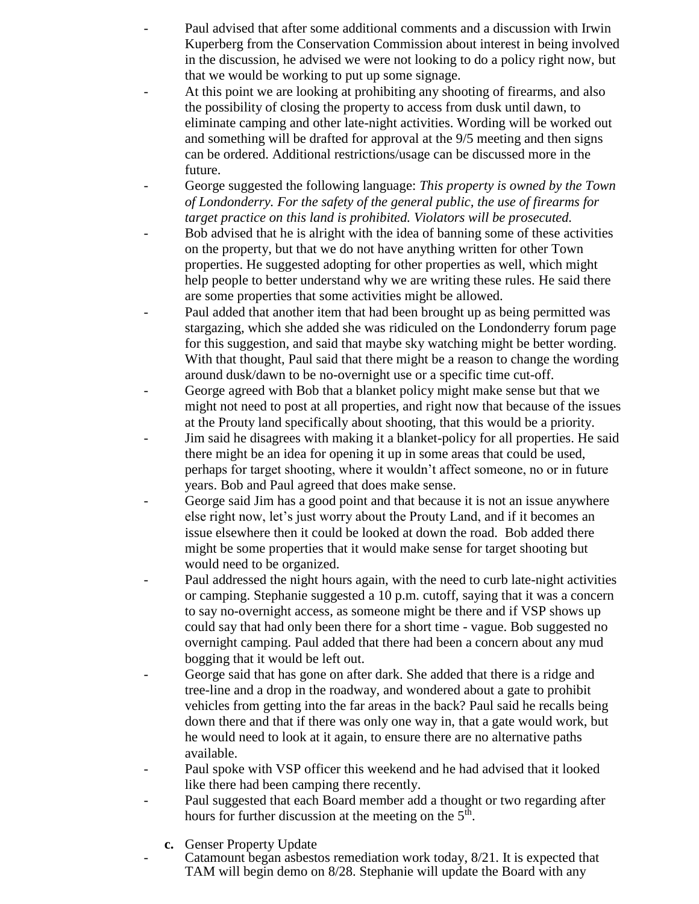- Paul advised that after some additional comments and a discussion with Irwin Kuperberg from the Conservation Commission about interest in being involved in the discussion, he advised we were not looking to do a policy right now, but that we would be working to put up some signage.
- At this point we are looking at prohibiting any shooting of firearms, and also the possibility of closing the property to access from dusk until dawn, to eliminate camping and other late-night activities. Wording will be worked out and something will be drafted for approval at the 9/5 meeting and then signs can be ordered. Additional restrictions/usage can be discussed more in the future.
- George suggested the following language: *This property is owned by the Town of Londonderry. For the safety of the general public, the use of firearms for target practice on this land is prohibited. Violators will be prosecuted.*
- Bob advised that he is alright with the idea of banning some of these activities on the property, but that we do not have anything written for other Town properties. He suggested adopting for other properties as well, which might help people to better understand why we are writing these rules. He said there are some properties that some activities might be allowed.
- Paul added that another item that had been brought up as being permitted was stargazing, which she added she was ridiculed on the Londonderry forum page for this suggestion, and said that maybe sky watching might be better wording. With that thought, Paul said that there might be a reason to change the wording around dusk/dawn to be no-overnight use or a specific time cut-off.
- George agreed with Bob that a blanket policy might make sense but that we might not need to post at all properties, and right now that because of the issues at the Prouty land specifically about shooting, that this would be a priority.
- Jim said he disagrees with making it a blanket-policy for all properties. He said there might be an idea for opening it up in some areas that could be used, perhaps for target shooting, where it wouldn't affect someone, no or in future years. Bob and Paul agreed that does make sense.
- George said Jim has a good point and that because it is not an issue anywhere else right now, let's just worry about the Prouty Land, and if it becomes an issue elsewhere then it could be looked at down the road. Bob added there might be some properties that it would make sense for target shooting but would need to be organized.
- Paul addressed the night hours again, with the need to curb late-night activities or camping. Stephanie suggested a 10 p.m. cutoff, saying that it was a concern to say no-overnight access, as someone might be there and if VSP shows up could say that had only been there for a short time - vague. Bob suggested no overnight camping. Paul added that there had been a concern about any mud bogging that it would be left out.
- George said that has gone on after dark. She added that there is a ridge and tree-line and a drop in the roadway, and wondered about a gate to prohibit vehicles from getting into the far areas in the back? Paul said he recalls being down there and that if there was only one way in, that a gate would work, but he would need to look at it again, to ensure there are no alternative paths available.
- Paul spoke with VSP officer this weekend and he had advised that it looked like there had been camping there recently.
- Paul suggested that each Board member add a thought or two regarding after hours for further discussion at the meeting on the 5th.

**c.** Genser Property Update

- Catamount began asbestos remediation work today, 8/21. It is expected that TAM will begin demo on 8/28. Stephanie will update the Board with any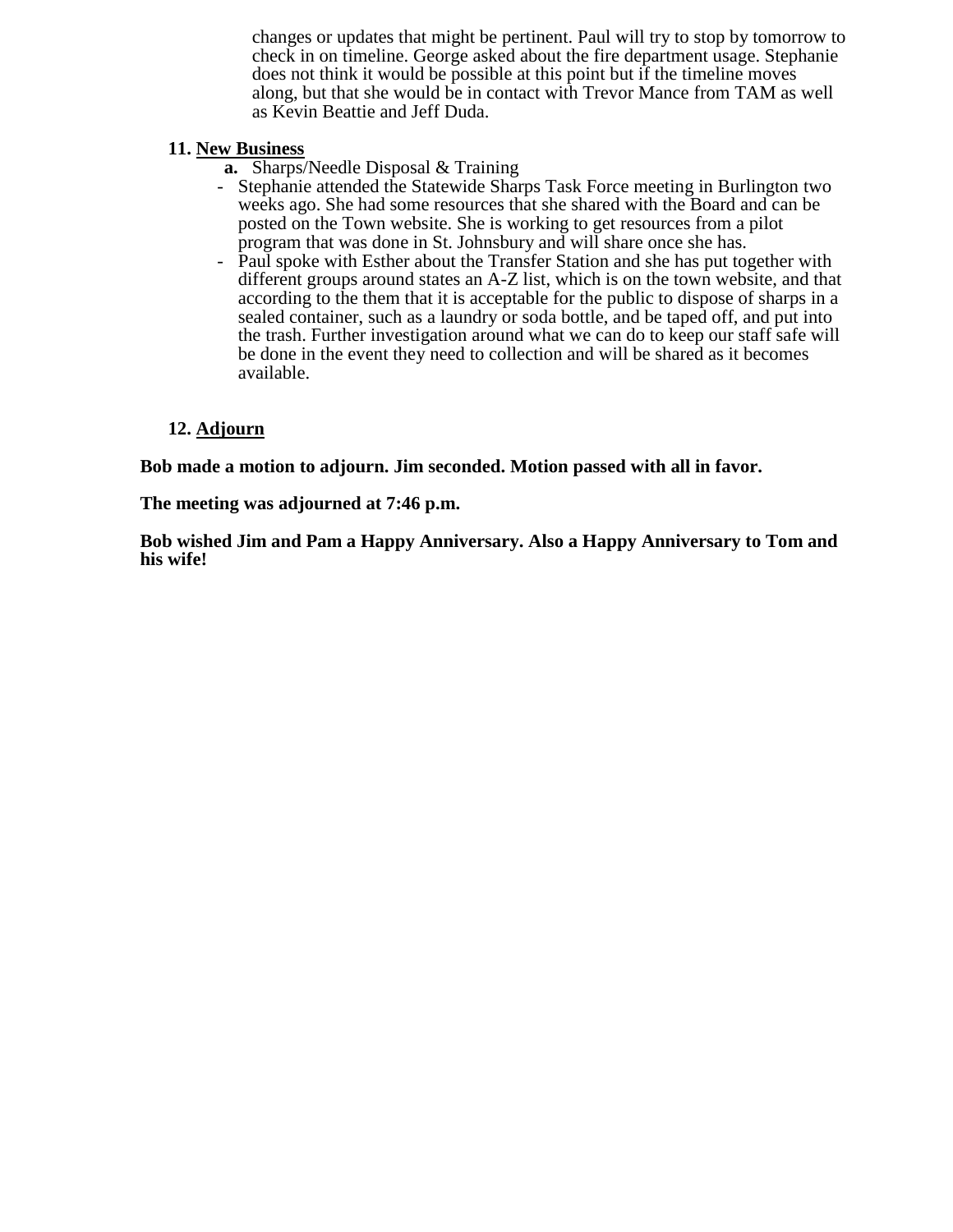changes or updates that might be pertinent. Paul will try to stop by tomorrow to check in on timeline. George asked about the fire department usage. Stephanie does not think it would be possible at this point but if the timeline moves along, but that she would be in contact with Trevor Mance from TAM as well as Kevin Beattie and Jeff Duda.

**11. New Business**

**a.** Sharps/Needle Disposal & Training

- Stephanie attended the Statewide Sharps Task Force meeting in Burlington two weeks ago. She had some resources that she shared with the Board and can be posted on the Town website. She is working to get resources from a pilot program that was done in St. Johnsbury and will share once she has.
- Paul spoke with Esther about the Transfer Station and she has put together with different groups around states an A-Z list, which is on the town website, and that according to the them that it is acceptable for the public to dispose of sharps in a sealed container, such as a laundry or soda bottle, and be taped off, and put into the trash. Further investigation around what we can do to keep our staff safe will be done in the event they need to collection and will be shared as it becomes available.

**12. Adjourn**

**Bob made a motion to adjourn. Jim seconded. Motion passed with all in favor.**

**The meeting was adjourned at 7:46 p.m.**

**Bob wished Jim and Pam a Happy Anniversary. Also a Happy Anniversary to Tom and his wife!**